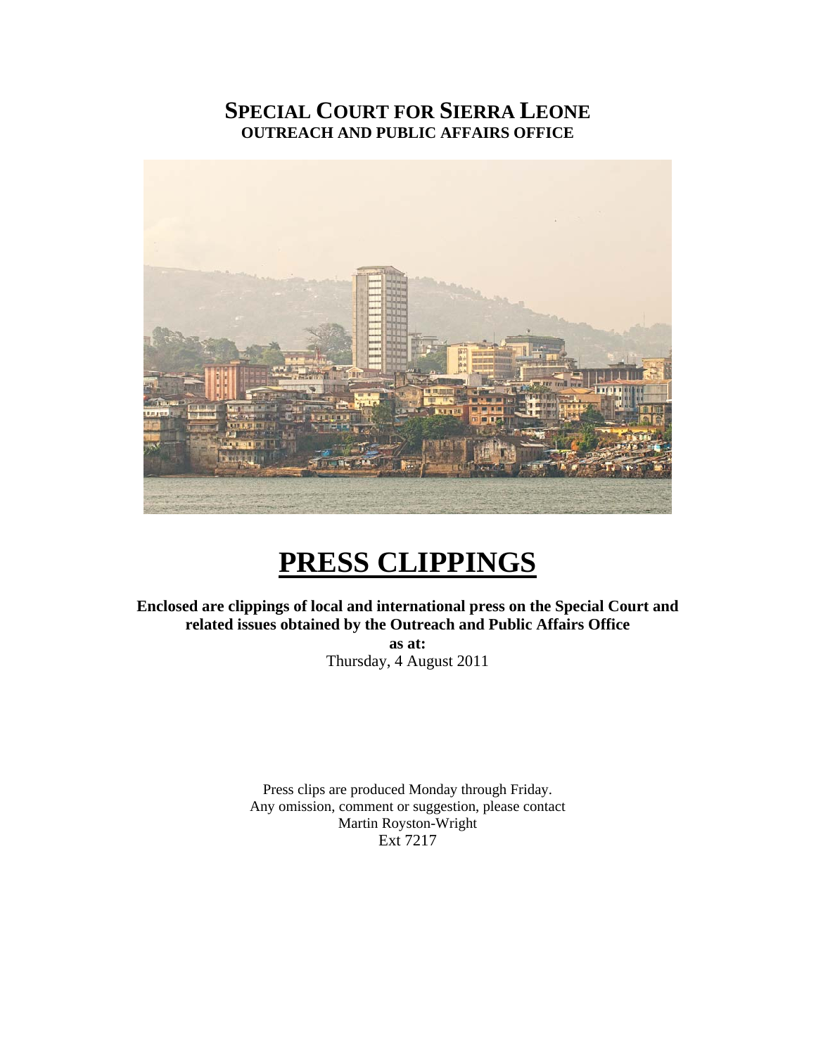# SPECIAL COURT FOR SIERRA LEONE
## OUTREACH AND PUBLIC AFFAIRS OFFICE

# PRESS CLIPPINGS

**Enclosed are clippings of local and international press on the Special Court and related issues obtained by the Outreach and Public Affairs Office**

**as at:**

Thursday, 4 August 2011

Press clips are produced Monday through Friday.
Any omission, comment or suggestion, please contact
Martin Royston-Wright
Ext 7217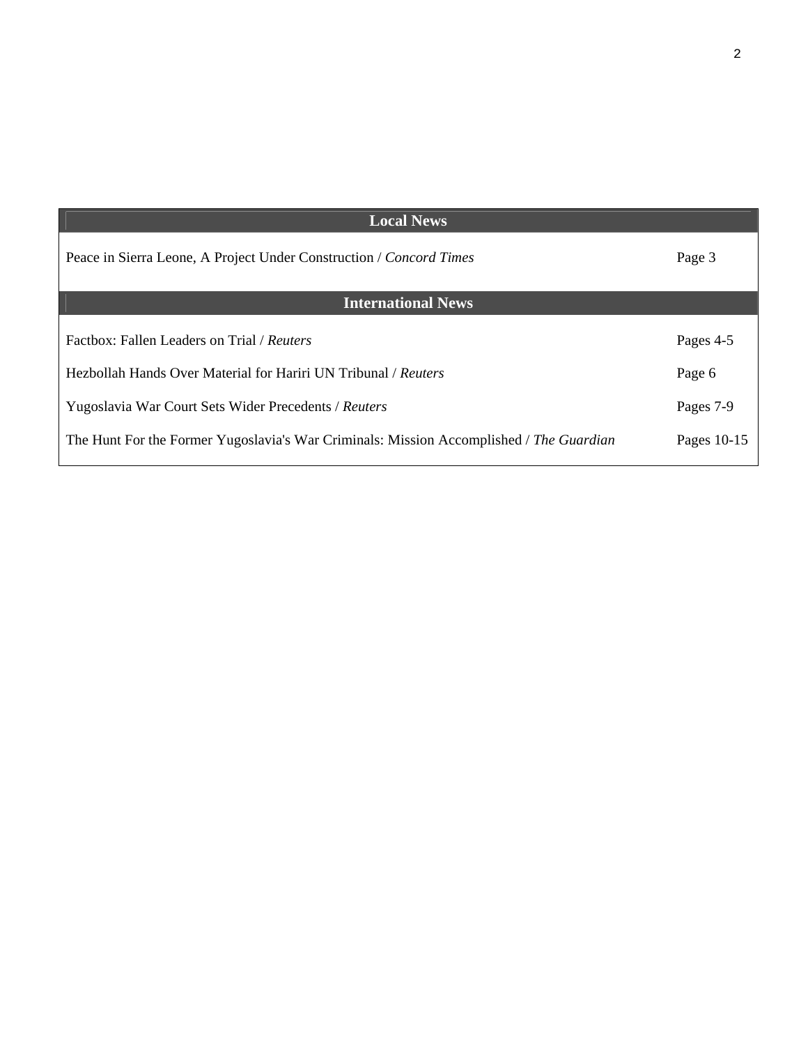| Local News | |
|---|---|
| Peace in Sierra Leone, A Project Under Construction / *Concord Times* | Page 3 |
| **International News** | |
| Factbox: Fallen Leaders on Trial / *Reuters* | Pages 4-5 |
| Hezbollah Hands Over Material for Hariri UN Tribunal / *Reuters* | Page 6 |
| Yugoslavia War Court Sets Wider Precedents / *Reuters* | Pages 7-9 |
| The Hunt For the Former Yugoslavia's War Criminals: Mission Accomplished / *The Guardian* | Pages 10-15 |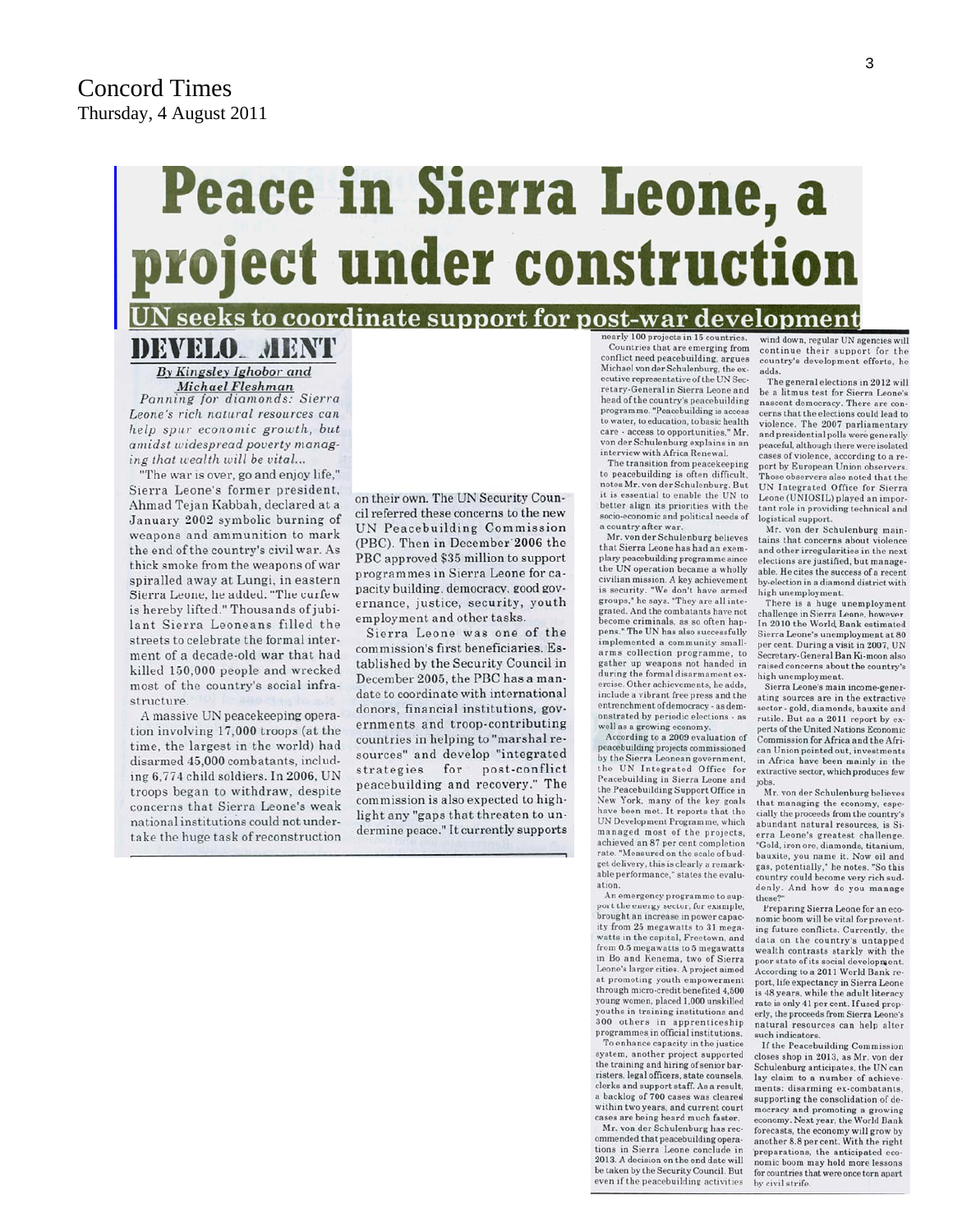Concord Times
Thursday, 4 August 2011

# Peace in Sierra Leone, a project under construction

## UN seeks to coordinate support for post-war development

### DEVELO_MENT

*By Kingsley Ighobor and Michael Fleshman*

*Panning for diamonds: Sierra Leone's rich natural resources can help spur economic growth, but amidst widespread poverty managing that wealth will be vital...*

"The war is over, go and enjoy life," Sierra Leone's former president, Ahmad Tejan Kabbah, declared at a January 2002 symbolic burning of weapons and ammunition to mark the end of the country's civil war. As thick smoke from the weapons of war spiralled away at Lungi, in eastern Sierra Leone, he added: "The curfew is hereby lifted." Thousands of jubilant Sierra Leoneans filled the streets to celebrate the formal interment of a decade-old war that had killed 150,000 people and wrecked most of the country's social infrastructure.

A massive UN peacekeeping operation involving 17,000 troops (at the time, the largest in the world) had disarmed 45,000 combatants, including 6,774 child soldiers. In 2006, UN troops began to withdraw, despite concerns that Sierra Leone's weak national institutions could not undertake the huge task of reconstruction on their own. The UN Security Council referred these concerns to the new UN Peacebuilding Commission (PBC). Then in December 2006 the PBC approved $35 million to support programmes in Sierra Leone for capacity building, democracy, good governance, justice, security, youth employment and other tasks.

Sierra Leone was one of the commission's first beneficiaries. Established by the Security Council in December 2005, the PBC has a mandate to coordinate with international donors, financial institutions, governments and troop-contributing countries in helping to "marshal resources" and develop "integrated strategies for post-conflict peacebuilding and recovery." The commission is also expected to highlight any "gaps that threaten to undermine peace." It currently supports nearly 100 projects in 15 countries.

Countries that are emerging from conflict need peacebuilding, argues Michael von der Schulenburg, the executive representative of the UN Secretary-General in Sierra Leone and head of the country's peacebuilding programme. "Peacebuilding is access to water, to education, to basic health care - access to opportunities," Mr. von der Schulenburg explains in an interview with Africa Renewal.

The transition from peacekeeping to peacebuilding is often difficult, notes Mr. von der Schulenburg. But it is essential to enable the UN to better align its priorities with the socio-economic and political needs of a country after war.

Mr. von der Schulenburg believes that Sierra Leone has had an exemplary peacebuilding programme since the UN operation became a wholly civilian mission. A key achievement is security. "We don't have armed groups," he says. "They are all integrated. And the combatants have not become criminals, as so often happens." The UN has also successfully implemented a community small-arms collection programme, to gather up weapons not handed in during the formal disarmament exercise. Other achievements, he adds, include a vibrant free press and the entrenchment of democracy - as demonstrated by periodic elections - as well as a growing economy.

According to a 2009 evaluation of peacebuilding projects commissioned by the Sierra Leonean government, the UN Integrated Office for Peacebuilding in Sierra Leone and the Peacebuilding Support Office in New York, many of the key goals have been met. It reports that the UN Development Programme, which managed most of the projects, achieved an 87 per cent completion rate. "Measured on the scale of budget delivery, this is clearly a remarkable performance," states the evaluation.

An emergency programme to support the energy sector, for example, brought an increase in power capacity from 25 megawatts to 31 megawatts in the capital, Freetown, and from 0.5 megawatts to 5 megawatts in Bo and Kenema, two of Sierra Leone's larger cities. A project aimed at promoting youth empowerment through micro-credit benefited 4,500 young women, placed 1,000 unskilled youths in training institutions and 300 others in apprenticeship programmes in official institutions.

To enhance capacity in the justice system, another project supported the training and hiring of senior barristers, legal officers, state counsels, clerks and support staff. As a result, a backlog of 700 cases was cleared within two years, and current court cases are being heard much faster.

Mr. von der Schulenburg has recommended that peacebuilding operations in Sierra Leone conclude in 2013. A decision on the end date will be taken by the Security Council. But even if the peacebuilding activities wind down, regular UN agencies will continue their support for the country's development efforts, he adds.

The general elections in 2012 will be a litmus test for Sierra Leone's nascent democracy. There are concerns that the elections could lead to violence. The 2007 parliamentary and presidential polls were generally peaceful, although there were isolated cases of violence, according to a report by European Union observers. Those observers also noted that the UN Integrated Office for Sierra Leone (UNIOSIL) played an important role in providing technical and logistical support.

Mr. von der Schulenburg maintains that concerns about violence and other irregularities in the next elections are justified, but manageable. He cites the success of a recent by-election in a diamond district with high unemployment.

There is a huge unemployment challenge in Sierra Leone, however. In 2010 the World Bank estimated Sierra Leone's unemployment at 80 per cent. During a visit in 2007, UN Secretary-General Ban Ki-moon also raised concerns about the country's high unemployment.

Sierra Leone's main income-generating sources are in the extractive sector - gold, diamonds, bauxite and rutile. But as a 2011 report by experts of the United Nations Economic Commission for Africa and the African Union pointed out, investments in Africa have been mainly in the extractive sector, which produces few jobs.

Mr. von der Schulenburg believes that managing the economy, especially the proceeds from the country's abundant natural resources, is Sierra Leone's greatest challenge. "Gold, iron ore, diamonds, titanium, bauxite, you name it. Now oil and gas, potentially," he notes. "So this country could become very rich suddenly. And how do you manage these?"

Preparing Sierra Leone for an economic boom will be vital for preventing future conflicts. Currently, the data on the country's untapped wealth contrasts starkly with the poor state of its social development. According to a 2011 World Bank report, life expectancy in Sierra Leone is 48 years, while the adult literacy rate is only 41 per cent. If used properly, the proceeds from Sierra Leone's natural resources can help alter such indicators.

If the Peacebuilding Commission closes shop in 2013, as Mr. von der Schulenburg anticipates, the UN can lay claim to a number of achievements: disarming ex-combatants, supporting the consolidation of democracy and promoting a growing economy. Next year, the World Bank forecasts, the economy will grow by another 8.8 per cent. With the right preparations, the anticipated economic boom may hold more lessons for countries that were once torn apart by civil strife.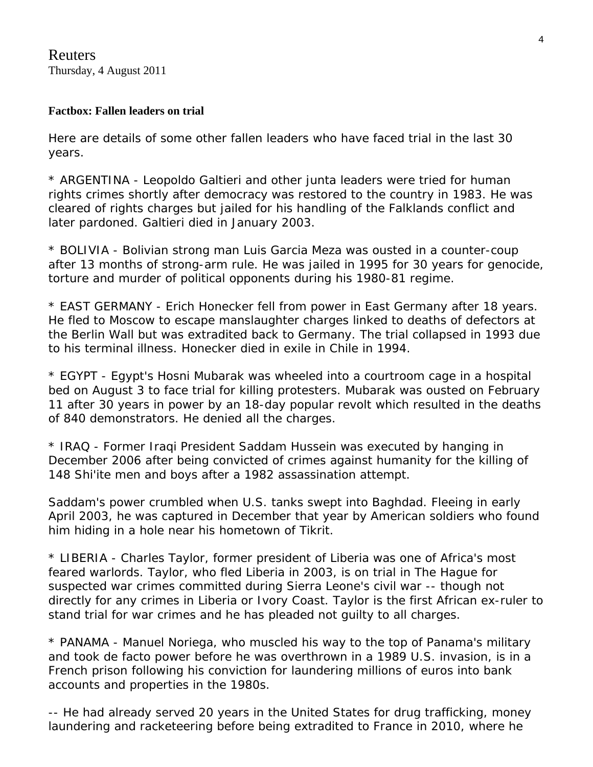Reuters
Thursday, 4 August 2011

**Factbox: Fallen leaders on trial**

Here are details of some other fallen leaders who have faced trial in the last 30 years.

* ARGENTINA - Leopoldo Galtieri and other junta leaders were tried for human rights crimes shortly after democracy was restored to the country in 1983. He was cleared of rights charges but jailed for his handling of the Falklands conflict and later pardoned. Galtieri died in January 2003.

* BOLIVIA - Bolivian strong man Luis Garcia Meza was ousted in a counter-coup after 13 months of strong-arm rule. He was jailed in 1995 for 30 years for genocide, torture and murder of political opponents during his 1980-81 regime.

* EAST GERMANY - Erich Honecker fell from power in East Germany after 18 years. He fled to Moscow to escape manslaughter charges linked to deaths of defectors at the Berlin Wall but was extradited back to Germany. The trial collapsed in 1993 due to his terminal illness. Honecker died in exile in Chile in 1994.

* EGYPT - Egypt's Hosni Mubarak was wheeled into a courtroom cage in a hospital bed on August 3 to face trial for killing protesters. Mubarak was ousted on February 11 after 30 years in power by an 18-day popular revolt which resulted in the deaths of 840 demonstrators. He denied all the charges.

* IRAQ - Former Iraqi President Saddam Hussein was executed by hanging in December 2006 after being convicted of crimes against humanity for the killing of 148 Shi'ite men and boys after a 1982 assassination attempt.

Saddam's power crumbled when U.S. tanks swept into Baghdad. Fleeing in early April 2003, he was captured in December that year by American soldiers who found him hiding in a hole near his hometown of Tikrit.

* LIBERIA - Charles Taylor, former president of Liberia was one of Africa's most feared warlords. Taylor, who fled Liberia in 2003, is on trial in The Hague for suspected war crimes committed during Sierra Leone's civil war -- though not directly for any crimes in Liberia or Ivory Coast. Taylor is the first African ex-ruler to stand trial for war crimes and he has pleaded not guilty to all charges.

* PANAMA - Manuel Noriega, who muscled his way to the top of Panama's military and took de facto power before he was overthrown in a 1989 U.S. invasion, is in a French prison following his conviction for laundering millions of euros into bank accounts and properties in the 1980s.

-- He had already served 20 years in the United States for drug trafficking, money laundering and racketeering before being extradited to France in 2010, where he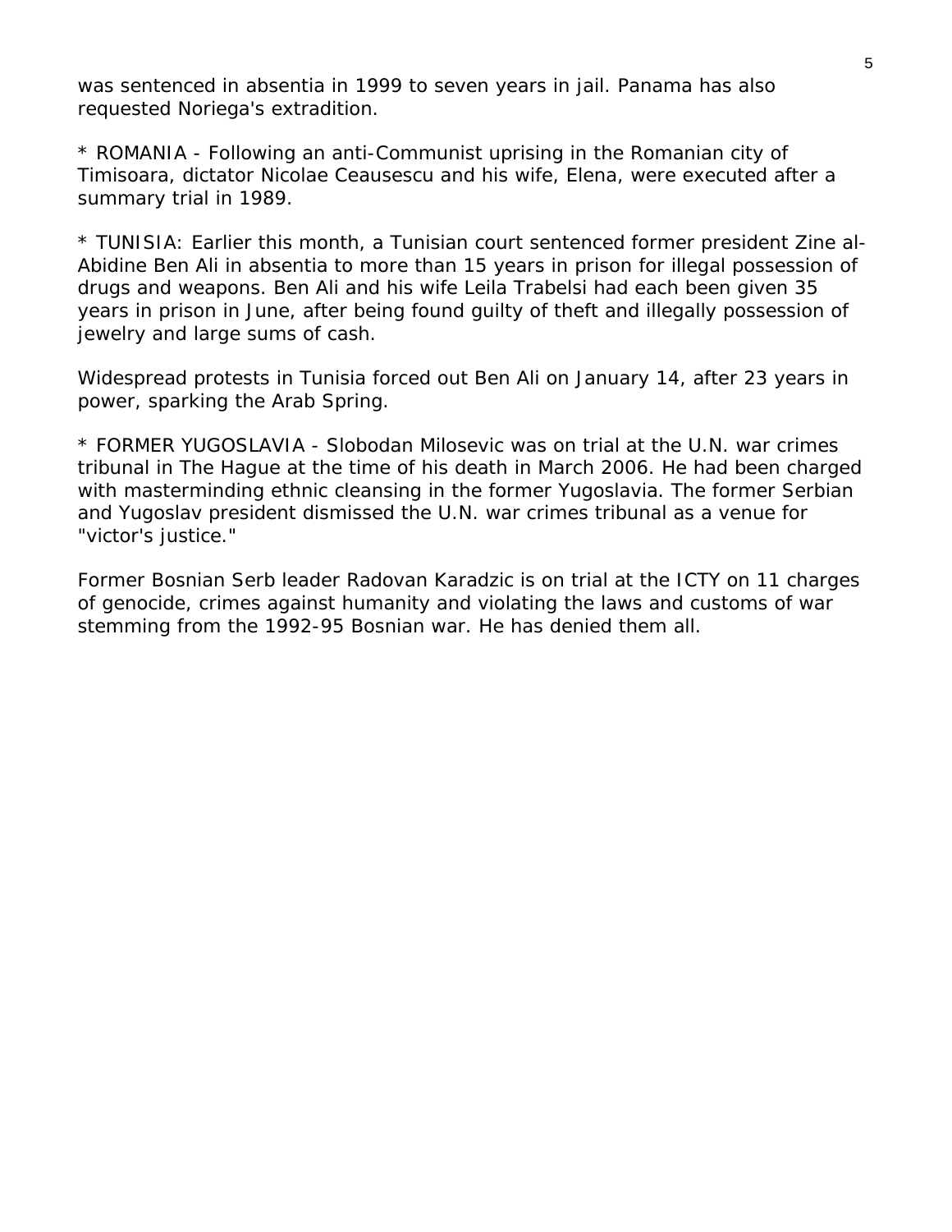was sentenced in absentia in 1999 to seven years in jail. Panama has also requested Noriega's extradition.

* ROMANIA - Following an anti-Communist uprising in the Romanian city of Timisoara, dictator Nicolae Ceausescu and his wife, Elena, were executed after a summary trial in 1989.

* TUNISIA: Earlier this month, a Tunisian court sentenced former president Zine al-Abidine Ben Ali in absentia to more than 15 years in prison for illegal possession of drugs and weapons. Ben Ali and his wife Leila Trabelsi had each been given 35 years in prison in June, after being found guilty of theft and illegally possession of jewelry and large sums of cash.

Widespread protests in Tunisia forced out Ben Ali on January 14, after 23 years in power, sparking the Arab Spring.

* FORMER YUGOSLAVIA - Slobodan Milosevic was on trial at the U.N. war crimes tribunal in The Hague at the time of his death in March 2006. He had been charged with masterminding ethnic cleansing in the former Yugoslavia. The former Serbian and Yugoslav president dismissed the U.N. war crimes tribunal as a venue for "victor's justice."

Former Bosnian Serb leader Radovan Karadzic is on trial at the ICTY on 11 charges of genocide, crimes against humanity and violating the laws and customs of war stemming from the 1992-95 Bosnian war. He has denied them all.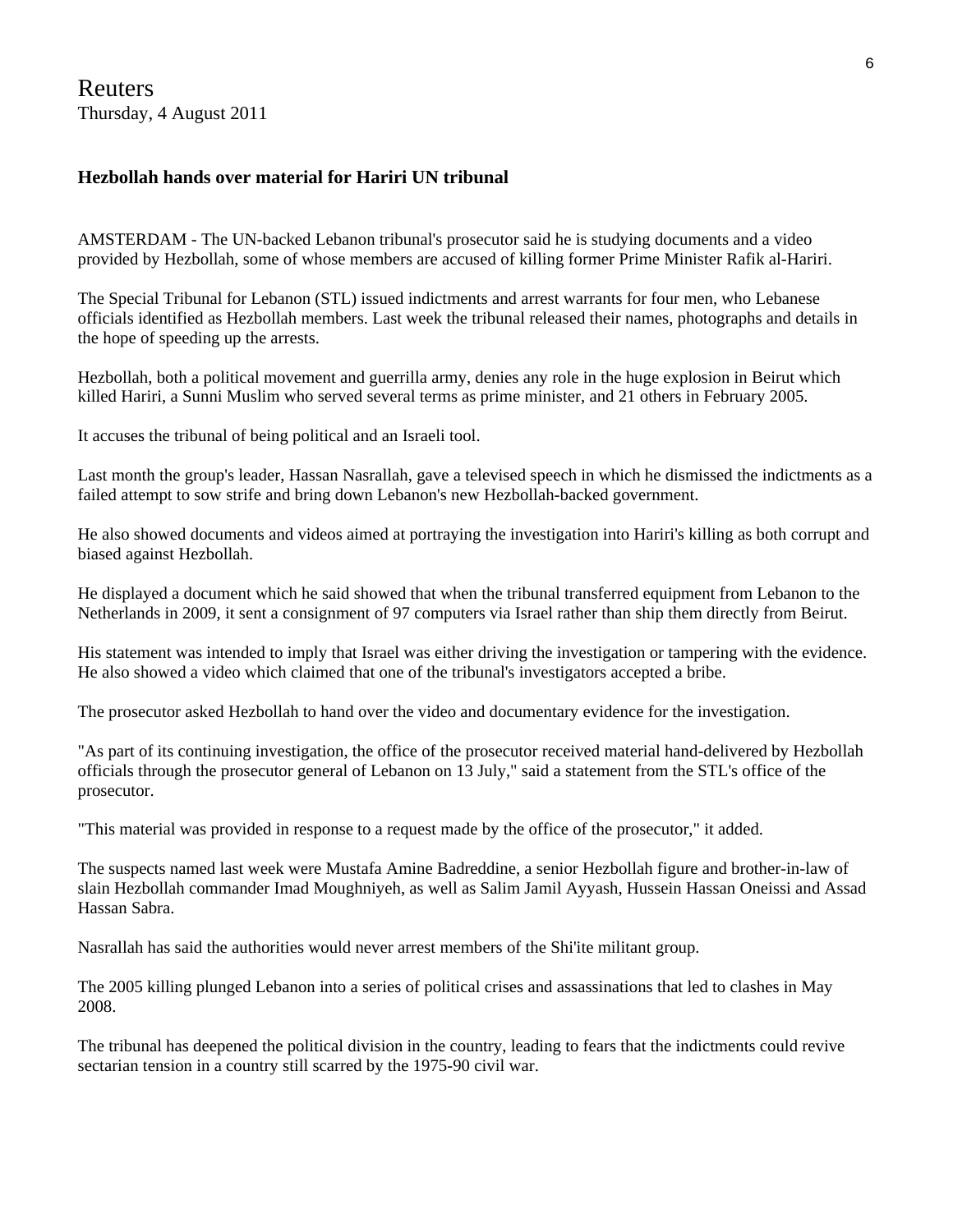Reuters
Thursday, 4 August 2011

**Hezbollah hands over material for Hariri UN tribunal**

AMSTERDAM - The UN-backed Lebanon tribunal's prosecutor said he is studying documents and a video provided by Hezbollah, some of whose members are accused of killing former Prime Minister Rafik al-Hariri.

The Special Tribunal for Lebanon (STL) issued indictments and arrest warrants for four men, who Lebanese officials identified as Hezbollah members. Last week the tribunal released their names, photographs and details in the hope of speeding up the arrests.

Hezbollah, both a political movement and guerrilla army, denies any role in the huge explosion in Beirut which killed Hariri, a Sunni Muslim who served several terms as prime minister, and 21 others in February 2005.

It accuses the tribunal of being political and an Israeli tool.

Last month the group's leader, Hassan Nasrallah, gave a televised speech in which he dismissed the indictments as a failed attempt to sow strife and bring down Lebanon's new Hezbollah-backed government.

He also showed documents and videos aimed at portraying the investigation into Hariri's killing as both corrupt and biased against Hezbollah.

He displayed a document which he said showed that when the tribunal transferred equipment from Lebanon to the Netherlands in 2009, it sent a consignment of 97 computers via Israel rather than ship them directly from Beirut.

His statement was intended to imply that Israel was either driving the investigation or tampering with the evidence. He also showed a video which claimed that one of the tribunal's investigators accepted a bribe.

The prosecutor asked Hezbollah to hand over the video and documentary evidence for the investigation.

"As part of its continuing investigation, the office of the prosecutor received material hand-delivered by Hezbollah officials through the prosecutor general of Lebanon on 13 July," said a statement from the STL's office of the prosecutor.

"This material was provided in response to a request made by the office of the prosecutor," it added.

The suspects named last week were Mustafa Amine Badreddine, a senior Hezbollah figure and brother-in-law of slain Hezbollah commander Imad Moughniyeh, as well as Salim Jamil Ayyash, Hussein Hassan Oneissi and Assad Hassan Sabra.

Nasrallah has said the authorities would never arrest members of the Shi'ite militant group.

The 2005 killing plunged Lebanon into a series of political crises and assassinations that led to clashes in May 2008.

The tribunal has deepened the political division in the country, leading to fears that the indictments could revive sectarian tension in a country still scarred by the 1975-90 civil war.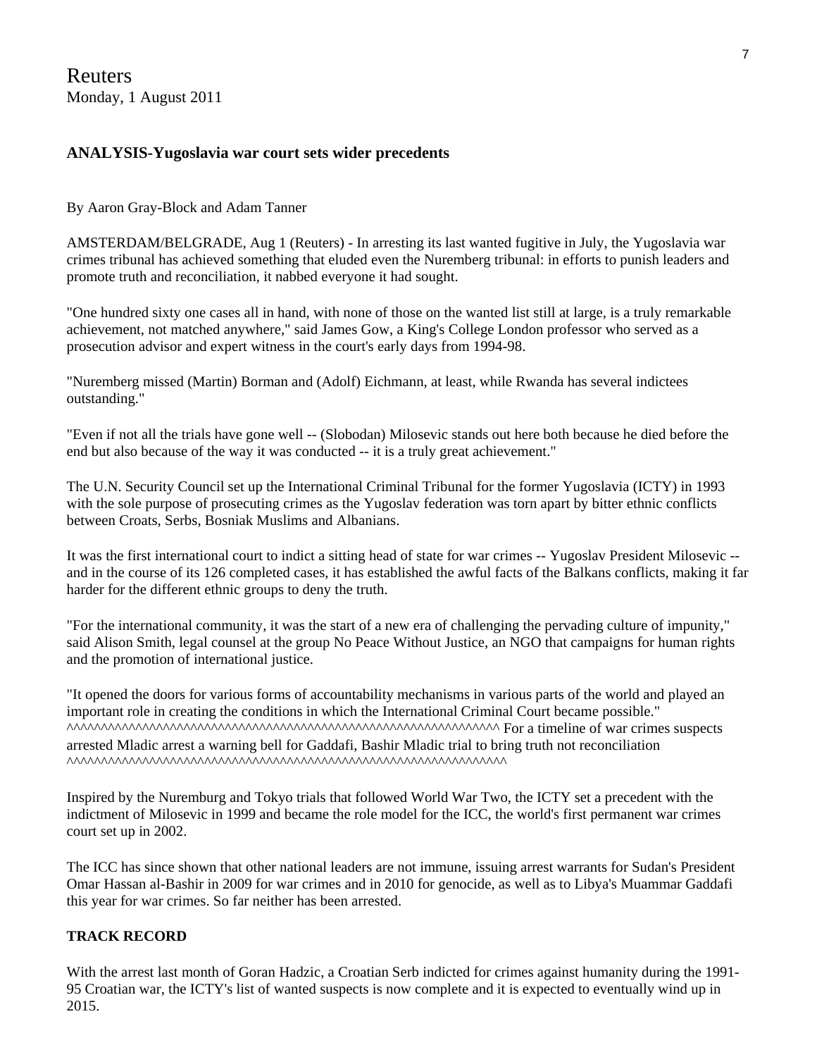Reuters
Monday, 1 August 2011

### ANALYSIS-Yugoslavia war court sets wider precedents

By Aaron Gray-Block and Adam Tanner

AMSTERDAM/BELGRADE, Aug 1 (Reuters) - In arresting its last wanted fugitive in July, the Yugoslavia war crimes tribunal has achieved something that eluded even the Nuremberg tribunal: in efforts to punish leaders and promote truth and reconciliation, it nabbed everyone it had sought.

"One hundred sixty one cases all in hand, with none of those on the wanted list still at large, is a truly remarkable achievement, not matched anywhere," said James Gow, a King's College London professor who served as a prosecution advisor and expert witness in the court's early days from 1994-98.

"Nuremberg missed (Martin) Borman and (Adolf) Eichmann, at least, while Rwanda has several indictees outstanding."

"Even if not all the trials have gone well -- (Slobodan) Milosevic stands out here both because he died before the end but also because of the way it was conducted -- it is a truly great achievement."

The U.N. Security Council set up the International Criminal Tribunal for the former Yugoslavia (ICTY) in 1993 with the sole purpose of prosecuting crimes as the Yugoslav federation was torn apart by bitter ethnic conflicts between Croats, Serbs, Bosniak Muslims and Albanians.

It was the first international court to indict a sitting head of state for war crimes -- Yugoslav President Milosevic -- and in the course of its 126 completed cases, it has established the awful facts of the Balkans conflicts, making it far harder for the different ethnic groups to deny the truth.

"For the international community, it was the start of a new era of challenging the pervading culture of impunity," said Alison Smith, legal counsel at the group No Peace Without Justice, an NGO that campaigns for human rights and the promotion of international justice.

"It opened the doors for various forms of accountability mechanisms in various parts of the world and played an important role in creating the conditions in which the International Criminal Court became possible." ^^^^^^^^^^^^^^^^^^^^^^^^^^^^^^^^^^^^^^^^^^^^^^^^^^^^^^^^^^^^^^^^^^^ For a timeline of war crimes suspects arrested Mladic arrest a warning bell for Gaddafi, Bashir Mladic trial to bring truth not reconciliation ^^^^^^^^^^^^^^^^^^^^^^^^^^^^^^^^^^^^^^^^^^^^^^^^^^^^^^^^^^^^^^^^^^^

Inspired by the Nuremburg and Tokyo trials that followed World War Two, the ICTY set a precedent with the indictment of Milosevic in 1999 and became the role model for the ICC, the world's first permanent war crimes court set up in 2002.

The ICC has since shown that other national leaders are not immune, issuing arrest warrants for Sudan's President Omar Hassan al-Bashir in 2009 for war crimes and in 2010 for genocide, as well as to Libya's Muammar Gaddafi this year for war crimes. So far neither has been arrested.

#### TRACK RECORD

With the arrest last month of Goran Hadzic, a Croatian Serb indicted for crimes against humanity during the 1991-95 Croatian war, the ICTY's list of wanted suspects is now complete and it is expected to eventually wind up in 2015.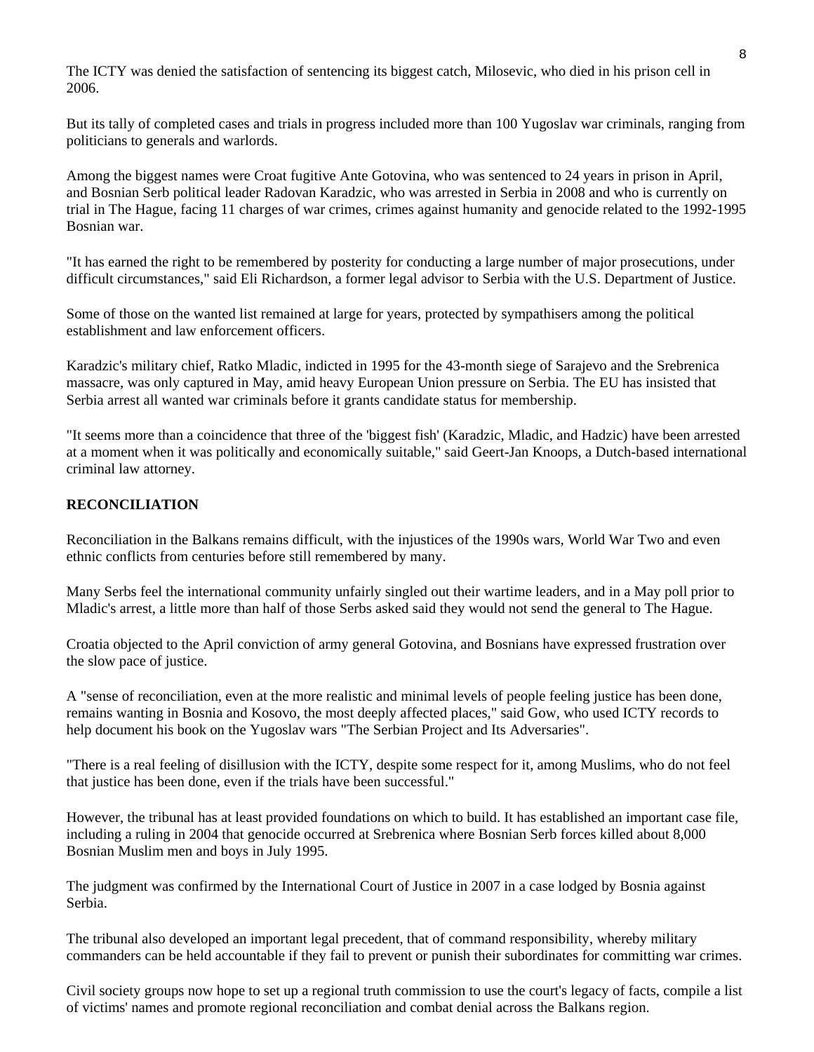The ICTY was denied the satisfaction of sentencing its biggest catch, Milosevic, who died in his prison cell in 2006.

But its tally of completed cases and trials in progress included more than 100 Yugoslav war criminals, ranging from politicians to generals and warlords.

Among the biggest names were Croat fugitive Ante Gotovina, who was sentenced to 24 years in prison in April, and Bosnian Serb political leader Radovan Karadzic, who was arrested in Serbia in 2008 and who is currently on trial in The Hague, facing 11 charges of war crimes, crimes against humanity and genocide related to the 1992-1995 Bosnian war.

"It has earned the right to be remembered by posterity for conducting a large number of major prosecutions, under difficult circumstances," said Eli Richardson, a former legal advisor to Serbia with the U.S. Department of Justice.

Some of those on the wanted list remained at large for years, protected by sympathisers among the political establishment and law enforcement officers.

Karadzic's military chief, Ratko Mladic, indicted in 1995 for the 43-month siege of Sarajevo and the Srebrenica massacre, was only captured in May, amid heavy European Union pressure on Serbia. The EU has insisted that Serbia arrest all wanted war criminals before it grants candidate status for membership.

"It seems more than a coincidence that three of the 'biggest fish' (Karadzic, Mladic, and Hadzic) have been arrested at a moment when it was politically and economically suitable," said Geert-Jan Knoops, a Dutch-based international criminal law attorney.

**RECONCILIATION**

Reconciliation in the Balkans remains difficult, with the injustices of the 1990s wars, World War Two and even ethnic conflicts from centuries before still remembered by many.

Many Serbs feel the international community unfairly singled out their wartime leaders, and in a May poll prior to Mladic's arrest, a little more than half of those Serbs asked said they would not send the general to The Hague.

Croatia objected to the April conviction of army general Gotovina, and Bosnians have expressed frustration over the slow pace of justice.

A "sense of reconciliation, even at the more realistic and minimal levels of people feeling justice has been done, remains wanting in Bosnia and Kosovo, the most deeply affected places," said Gow, who used ICTY records to help document his book on the Yugoslav wars "The Serbian Project and Its Adversaries".

"There is a real feeling of disillusion with the ICTY, despite some respect for it, among Muslims, who do not feel that justice has been done, even if the trials have been successful."

However, the tribunal has at least provided foundations on which to build. It has established an important case file, including a ruling in 2004 that genocide occurred at Srebrenica where Bosnian Serb forces killed about 8,000 Bosnian Muslim men and boys in July 1995.

The judgment was confirmed by the International Court of Justice in 2007 in a case lodged by Bosnia against Serbia.

The tribunal also developed an important legal precedent, that of command responsibility, whereby military commanders can be held accountable if they fail to prevent or punish their subordinates for committing war crimes.

Civil society groups now hope to set up a regional truth commission to use the court's legacy of facts, compile a list of victims' names and promote regional reconciliation and combat denial across the Balkans region.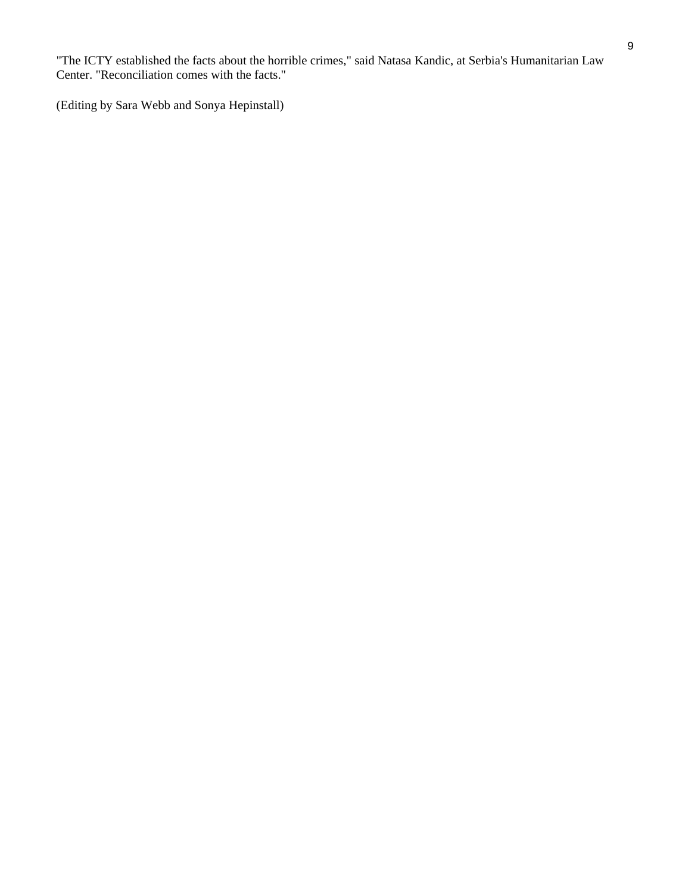"The ICTY established the facts about the horrible crimes," said Natasa Kandic, at Serbia's Humanitarian Law Center. "Reconciliation comes with the facts."

(Editing by Sara Webb and Sonya Hepinstall)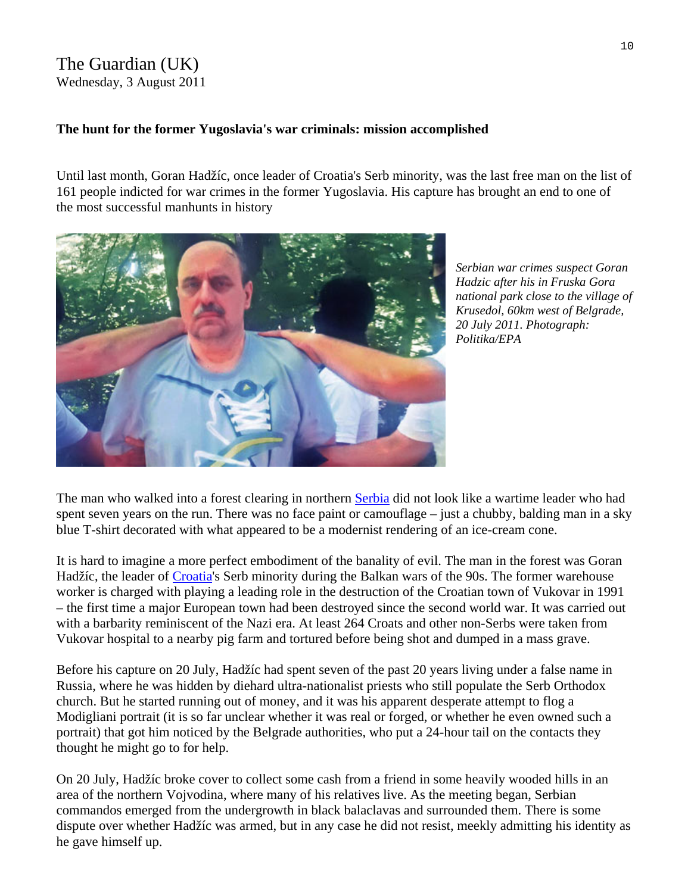The Guardian (UK)
Wednesday, 3 August 2011

**The hunt for the former Yugoslavia's war criminals: mission accomplished**

Until last month, Goran Hadžíc, once leader of Croatia's Serb minority, was the last free man on the list of 161 people indicted for war crimes in the former Yugoslavia. His capture has brought an end to one of the most successful manhunts in history

*Serbian war crimes suspect Goran Hadzic after his in Fruska Gora national park close to the village of Krusedol, 60km west of Belgrade, 20 July 2011. Photograph: Politika/EPA*

The man who walked into a forest clearing in northern Serbia did not look like a wartime leader who had spent seven years on the run. There was no face paint or camouflage – just a chubby, balding man in a sky blue T-shirt decorated with what appeared to be a modernist rendering of an ice-cream cone.

It is hard to imagine a more perfect embodiment of the banality of evil. The man in the forest was Goran Hadžíc, the leader of Croatia's Serb minority during the Balkan wars of the 90s. The former warehouse worker is charged with playing a leading role in the destruction of the Croatian town of Vukovar in 1991 – the first time a major European town had been destroyed since the second world war. It was carried out with a barbarity reminiscent of the Nazi era. At least 264 Croats and other non-Serbs were taken from Vukovar hospital to a nearby pig farm and tortured before being shot and dumped in a mass grave.

Before his capture on 20 July, Hadžíc had spent seven of the past 20 years living under a false name in Russia, where he was hidden by diehard ultra-nationalist priests who still populate the Serb Orthodox church. But he started running out of money, and it was his apparent desperate attempt to flog a Modigliani portrait (it is so far unclear whether it was real or forged, or whether he even owned such a portrait) that got him noticed by the Belgrade authorities, who put a 24-hour tail on the contacts they thought he might go to for help.

On 20 July, Hadžíc broke cover to collect some cash from a friend in some heavily wooded hills in an area of the northern Vojvodina, where many of his relatives live. As the meeting began, Serbian commandos emerged from the undergrowth in black balaclavas and surrounded them. There is some dispute over whether Hadžíc was armed, but in any case he did not resist, meekly admitting his identity as he gave himself up.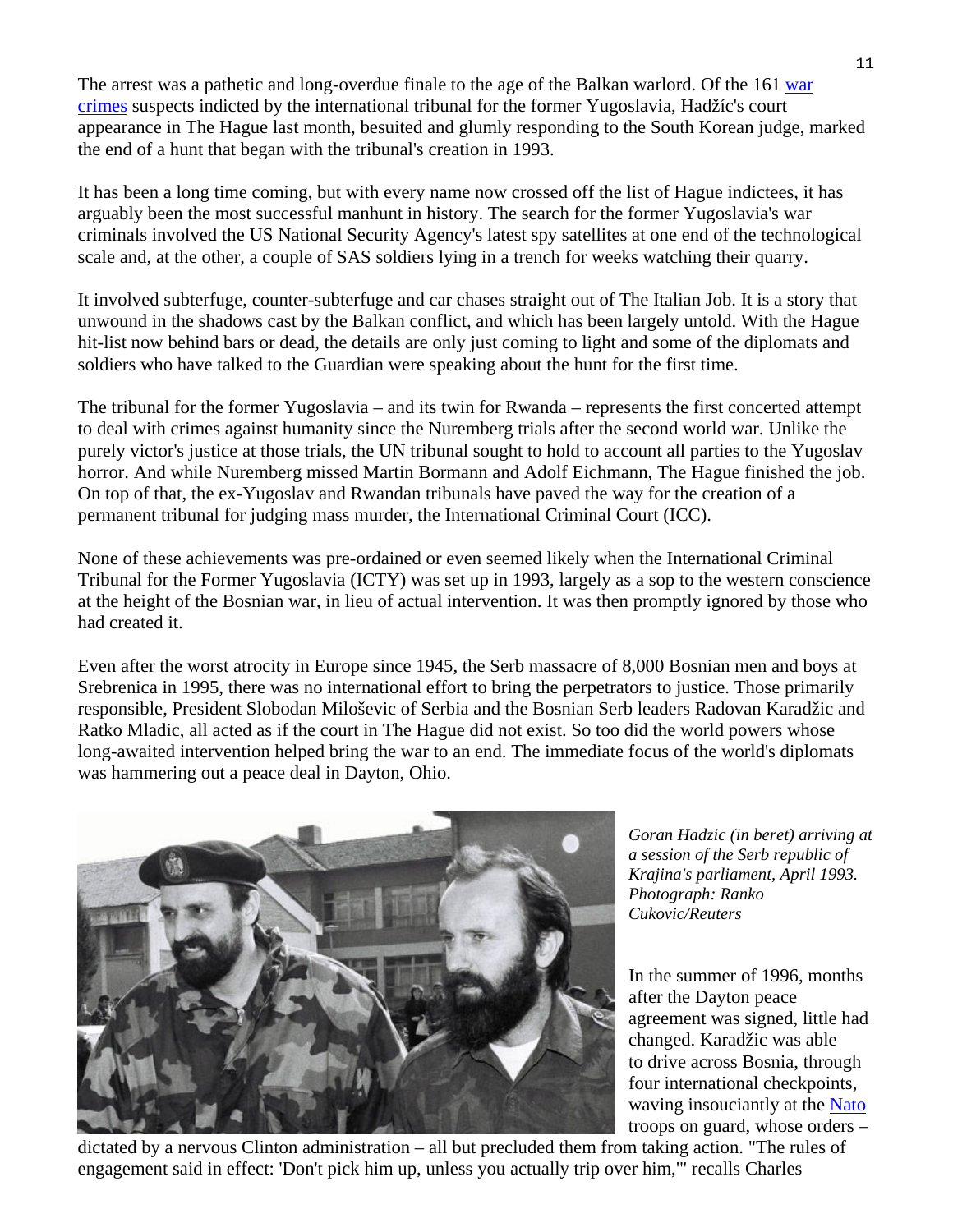The arrest was a pathetic and long-overdue finale to the age of the Balkan warlord. Of the 161 war crimes suspects indicted by the international tribunal for the former Yugoslavia, Hadžíc's court appearance in The Hague last month, besuited and glumly responding to the South Korean judge, marked the end of a hunt that began with the tribunal's creation in 1993.

It has been a long time coming, but with every name now crossed off the list of Hague indictees, it has arguably been the most successful manhunt in history. The search for the former Yugoslavia's war criminals involved the US National Security Agency's latest spy satellites at one end of the technological scale and, at the other, a couple of SAS soldiers lying in a trench for weeks watching their quarry.

It involved subterfuge, counter-subterfuge and car chases straight out of The Italian Job. It is a story that unwound in the shadows cast by the Balkan conflict, and which has been largely untold. With the Hague hit-list now behind bars or dead, the details are only just coming to light and some of the diplomats and soldiers who have talked to the Guardian were speaking about the hunt for the first time.

The tribunal for the former Yugoslavia – and its twin for Rwanda – represents the first concerted attempt to deal with crimes against humanity since the Nuremberg trials after the second world war. Unlike the purely victor's justice at those trials, the UN tribunal sought to hold to account all parties to the Yugoslav horror. And while Nuremberg missed Martin Bormann and Adolf Eichmann, The Hague finished the job. On top of that, the ex-Yugoslav and Rwandan tribunals have paved the way for the creation of a permanent tribunal for judging mass murder, the International Criminal Court (ICC).

None of these achievements was pre-ordained or even seemed likely when the International Criminal Tribunal for the Former Yugoslavia (ICTY) was set up in 1993, largely as a sop to the western conscience at the height of the Bosnian war, in lieu of actual intervention. It was then promptly ignored by those who had created it.

Even after the worst atrocity in Europe since 1945, the Serb massacre of 8,000 Bosnian men and boys at Srebrenica in 1995, there was no international effort to bring the perpetrators to justice. Those primarily responsible, President Slobodan Miloševic of Serbia and the Bosnian Serb leaders Radovan Karadžic and Ratko Mladic, all acted as if the court in The Hague did not exist. So too did the world powers whose long-awaited intervention helped bring the war to an end. The immediate focus of the world's diplomats was hammering out a peace deal in Dayton, Ohio.

*Goran Hadzic (in beret) arriving at a session of the Serb republic of Krajina's parliament, April 1993. Photograph: Ranko Cukovic/Reuters*

In the summer of 1996, months after the Dayton peace agreement was signed, little had changed. Karadžic was able to drive across Bosnia, through four international checkpoints, waving insouciantly at the Nato troops on guard, whose orders – dictated by a nervous Clinton administration – all but precluded them from taking action. "The rules of engagement said in effect: 'Don't pick him up, unless you actually trip over him,'" recalls Charles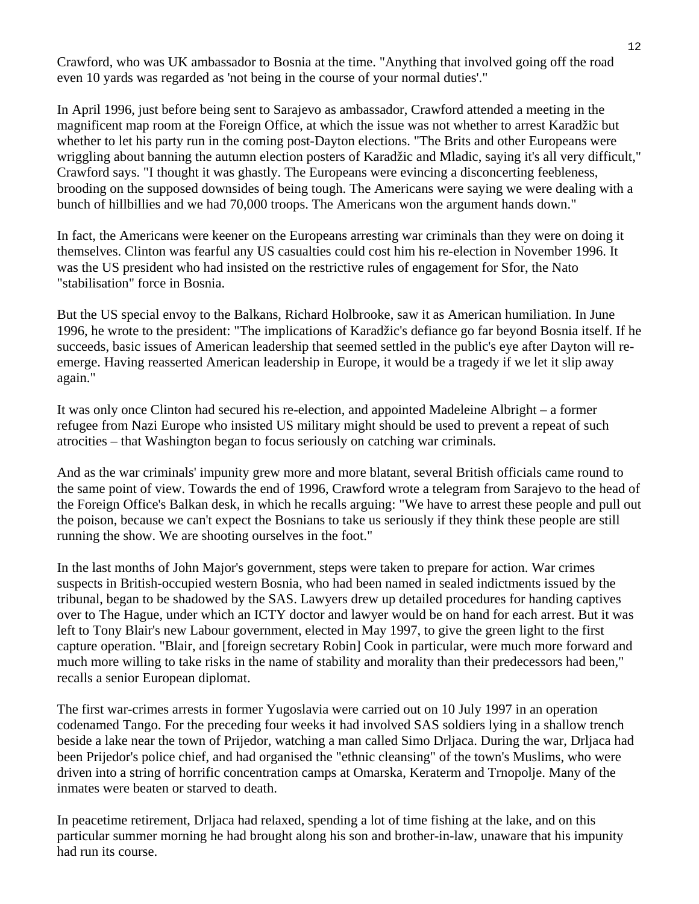Crawford, who was UK ambassador to Bosnia at the time. "Anything that involved going off the road even 10 yards was regarded as 'not being in the course of your normal duties'."

In April 1996, just before being sent to Sarajevo as ambassador, Crawford attended a meeting in the magnificent map room at the Foreign Office, at which the issue was not whether to arrest Karadžic but whether to let his party run in the coming post-Dayton elections. "The Brits and other Europeans were wriggling about banning the autumn election posters of Karadžic and Mladic, saying it's all very difficult," Crawford says. "I thought it was ghastly. The Europeans were evincing a disconcerting feebleness, brooding on the supposed downsides of being tough. The Americans were saying we were dealing with a bunch of hillbillies and we had 70,000 troops. The Americans won the argument hands down."

In fact, the Americans were keener on the Europeans arresting war criminals than they were on doing it themselves. Clinton was fearful any US casualties could cost him his re-election in November 1996. It was the US president who had insisted on the restrictive rules of engagement for Sfor, the Nato "stabilisation" force in Bosnia.

But the US special envoy to the Balkans, Richard Holbrooke, saw it as American humiliation. In June 1996, he wrote to the president: "The implications of Karadžic's defiance go far beyond Bosnia itself. If he succeeds, basic issues of American leadership that seemed settled in the public's eye after Dayton will re-emerge. Having reasserted American leadership in Europe, it would be a tragedy if we let it slip away again."

It was only once Clinton had secured his re-election, and appointed Madeleine Albright – a former refugee from Nazi Europe who insisted US military might should be used to prevent a repeat of such atrocities – that Washington began to focus seriously on catching war criminals.

And as the war criminals' impunity grew more and more blatant, several British officials came round to the same point of view. Towards the end of 1996, Crawford wrote a telegram from Sarajevo to the head of the Foreign Office's Balkan desk, in which he recalls arguing: "We have to arrest these people and pull out the poison, because we can't expect the Bosnians to take us seriously if they think these people are still running the show. We are shooting ourselves in the foot."

In the last months of John Major's government, steps were taken to prepare for action. War crimes suspects in British-occupied western Bosnia, who had been named in sealed indictments issued by the tribunal, began to be shadowed by the SAS. Lawyers drew up detailed procedures for handing captives over to The Hague, under which an ICTY doctor and lawyer would be on hand for each arrest. But it was left to Tony Blair's new Labour government, elected in May 1997, to give the green light to the first capture operation. "Blair, and [foreign secretary Robin] Cook in particular, were much more forward and much more willing to take risks in the name of stability and morality than their predecessors had been," recalls a senior European diplomat.

The first war-crimes arrests in former Yugoslavia were carried out on 10 July 1997 in an operation codenamed Tango. For the preceding four weeks it had involved SAS soldiers lying in a shallow trench beside a lake near the town of Prijedor, watching a man called Simo Drljaca. During the war, Drljaca had been Prijedor's police chief, and had organised the "ethnic cleansing" of the town's Muslims, who were driven into a string of horrific concentration camps at Omarska, Keraterm and Trnopolje. Many of the inmates were beaten or starved to death.

In peacetime retirement, Drljaca had relaxed, spending a lot of time fishing at the lake, and on this particular summer morning he had brought along his son and brother-in-law, unaware that his impunity had run its course.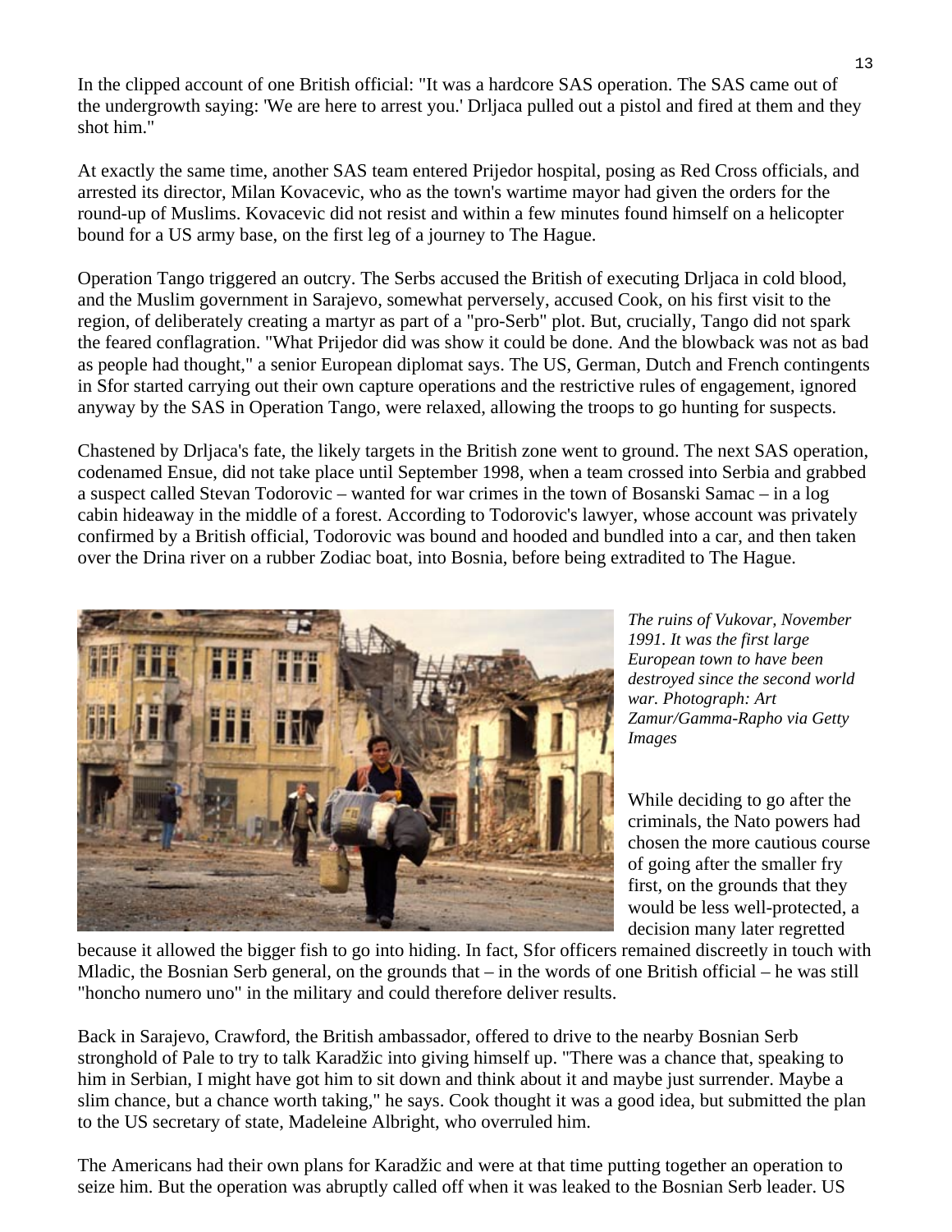In the clipped account of one British official: "It was a hardcore SAS operation. The SAS came out of the undergrowth saying: 'We are here to arrest you.' Drljaca pulled out a pistol and fired at them and they shot him."

At exactly the same time, another SAS team entered Prijedor hospital, posing as Red Cross officials, and arrested its director, Milan Kovacevic, who as the town's wartime mayor had given the orders for the round-up of Muslims. Kovacevic did not resist and within a few minutes found himself on a helicopter bound for a US army base, on the first leg of a journey to The Hague.

Operation Tango triggered an outcry. The Serbs accused the British of executing Drljaca in cold blood, and the Muslim government in Sarajevo, somewhat perversely, accused Cook, on his first visit to the region, of deliberately creating a martyr as part of a "pro-Serb" plot. But, crucially, Tango did not spark the feared conflagration. "What Prijedor did was show it could be done. And the blowback was not as bad as people had thought," a senior European diplomat says. The US, German, Dutch and French contingents in Sfor started carrying out their own capture operations and the restrictive rules of engagement, ignored anyway by the SAS in Operation Tango, were relaxed, allowing the troops to go hunting for suspects.

Chastened by Drljaca's fate, the likely targets in the British zone went to ground. The next SAS operation, codenamed Ensue, did not take place until September 1998, when a team crossed into Serbia and grabbed a suspect called Stevan Todorovic – wanted for war crimes in the town of Bosanski Samac – in a log cabin hideaway in the middle of a forest. According to Todorovic's lawyer, whose account was privately confirmed by a British official, Todorovic was bound and hooded and bundled into a car, and then taken over the Drina river on a rubber Zodiac boat, into Bosnia, before being extradited to The Hague.

*The ruins of Vukovar, November 1991. It was the first large European town to have been destroyed since the second world war. Photograph: Art Zamur/Gamma-Rapho via Getty Images*

While deciding to go after the criminals, the Nato powers had chosen the more cautious course of going after the smaller fry first, on the grounds that they would be less well-protected, a decision many later regretted because it allowed the bigger fish to go into hiding. In fact, Sfor officers remained discreetly in touch with Mladic, the Bosnian Serb general, on the grounds that – in the words of one British official – he was still "honcho numero uno" in the military and could therefore deliver results.

Back in Sarajevo, Crawford, the British ambassador, offered to drive to the nearby Bosnian Serb stronghold of Pale to try to talk Karadžic into giving himself up. "There was a chance that, speaking to him in Serbian, I might have got him to sit down and think about it and maybe just surrender. Maybe a slim chance, but a chance worth taking," he says. Cook thought it was a good idea, but submitted the plan to the US secretary of state, Madeleine Albright, who overruled him.

The Americans had their own plans for Karadžic and were at that time putting together an operation to seize him. But the operation was abruptly called off when it was leaked to the Bosnian Serb leader. US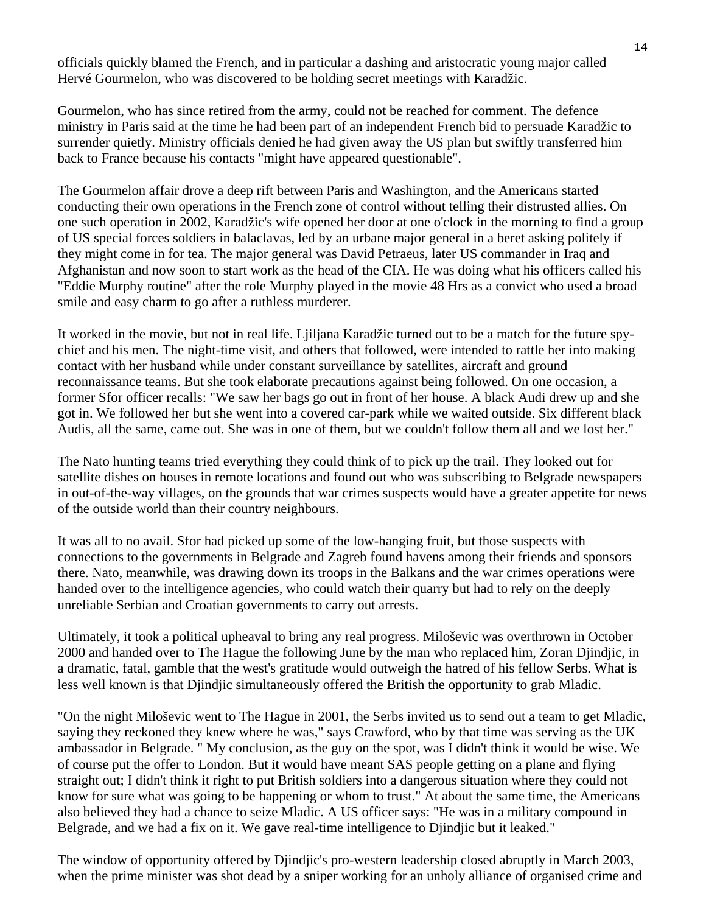officials quickly blamed the French, and in particular a dashing and aristocratic young major called Hervé Gourmelon, who was discovered to be holding secret meetings with Karadžic.

Gourmelon, who has since retired from the army, could not be reached for comment. The defence ministry in Paris said at the time he had been part of an independent French bid to persuade Karadžic to surrender quietly. Ministry officials denied he had given away the US plan but swiftly transferred him back to France because his contacts "might have appeared questionable".

The Gourmelon affair drove a deep rift between Paris and Washington, and the Americans started conducting their own operations in the French zone of control without telling their distrusted allies. On one such operation in 2002, Karadžic's wife opened her door at one o'clock in the morning to find a group of US special forces soldiers in balaclavas, led by an urbane major general in a beret asking politely if they might come in for tea. The major general was David Petraeus, later US commander in Iraq and Afghanistan and now soon to start work as the head of the CIA. He was doing what his officers called his "Eddie Murphy routine" after the role Murphy played in the movie 48 Hrs as a convict who used a broad smile and easy charm to go after a ruthless murderer.

It worked in the movie, but not in real life. Ljiljana Karadžic turned out to be a match for the future spy-chief and his men. The night-time visit, and others that followed, were intended to rattle her into making contact with her husband while under constant surveillance by satellites, aircraft and ground reconnaissance teams. But she took elaborate precautions against being followed. On one occasion, a former Sfor officer recalls: "We saw her bags go out in front of her house. A black Audi drew up and she got in. We followed her but she went into a covered car-park while we waited outside. Six different black Audis, all the same, came out. She was in one of them, but we couldn't follow them all and we lost her."

The Nato hunting teams tried everything they could think of to pick up the trail. They looked out for satellite dishes on houses in remote locations and found out who was subscribing to Belgrade newspapers in out-of-the-way villages, on the grounds that war crimes suspects would have a greater appetite for news of the outside world than their country neighbours.

It was all to no avail. Sfor had picked up some of the low-hanging fruit, but those suspects with connections to the governments in Belgrade and Zagreb found havens among their friends and sponsors there. Nato, meanwhile, was drawing down its troops in the Balkans and the war crimes operations were handed over to the intelligence agencies, who could watch their quarry but had to rely on the deeply unreliable Serbian and Croatian governments to carry out arrests.

Ultimately, it took a political upheaval to bring any real progress. Miloševic was overthrown in October 2000 and handed over to The Hague the following June by the man who replaced him, Zoran Djindjic, in a dramatic, fatal, gamble that the west's gratitude would outweigh the hatred of his fellow Serbs. What is less well known is that Djindjic simultaneously offered the British the opportunity to grab Mladic.

"On the night Miloševic went to The Hague in 2001, the Serbs invited us to send out a team to get Mladic, saying they reckoned they knew where he was," says Crawford, who by that time was serving as the UK ambassador in Belgrade. " My conclusion, as the guy on the spot, was I didn't think it would be wise. We of course put the offer to London. But it would have meant SAS people getting on a plane and flying straight out; I didn't think it right to put British soldiers into a dangerous situation where they could not know for sure what was going to be happening or whom to trust." At about the same time, the Americans also believed they had a chance to seize Mladic. A US officer says: "He was in a military compound in Belgrade, and we had a fix on it. We gave real-time intelligence to Djindjic but it leaked."

The window of opportunity offered by Djindjic's pro-western leadership closed abruptly in March 2003, when the prime minister was shot dead by a sniper working for an unholy alliance of organised crime and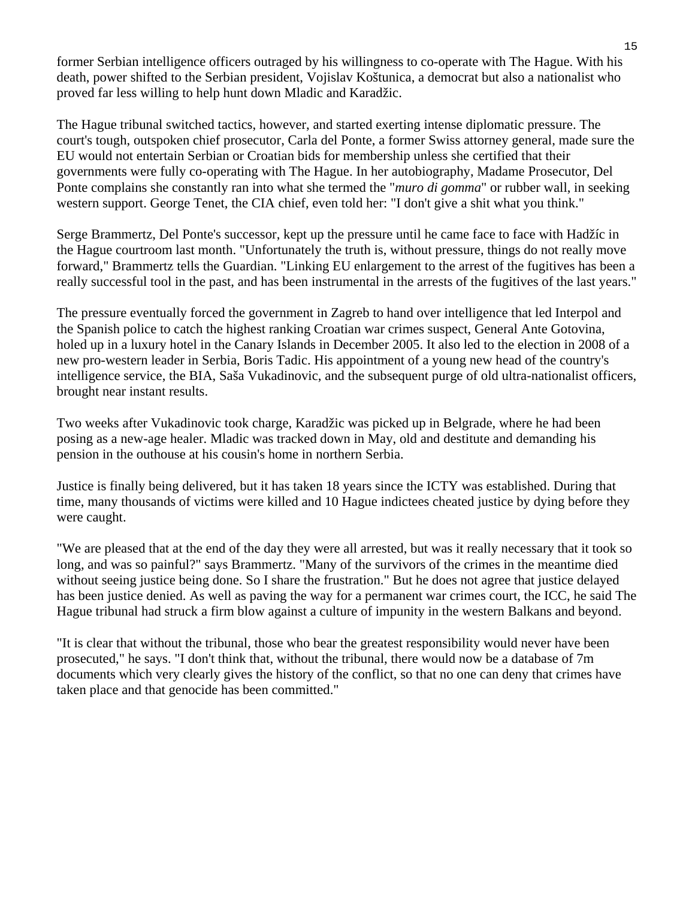former Serbian intelligence officers outraged by his willingness to co-operate with The Hague. With his death, power shifted to the Serbian president, Vojislav Koštunica, a democrat but also a nationalist who proved far less willing to help hunt down Mladic and Karadžic.

The Hague tribunal switched tactics, however, and started exerting intense diplomatic pressure. The court's tough, outspoken chief prosecutor, Carla del Ponte, a former Swiss attorney general, made sure the EU would not entertain Serbian or Croatian bids for membership unless she certified that their governments were fully co-operating with The Hague. In her autobiography, Madame Prosecutor, Del Ponte complains she constantly ran into what she termed the "*muro di gomma*" or rubber wall, in seeking western support. George Tenet, the CIA chief, even told her: "I don't give a shit what you think."

Serge Brammertz, Del Ponte's successor, kept up the pressure until he came face to face with Hadžíc in the Hague courtroom last month. "Unfortunately the truth is, without pressure, things do not really move forward," Brammertz tells the Guardian. "Linking EU enlargement to the arrest of the fugitives has been a really successful tool in the past, and has been instrumental in the arrests of the fugitives of the last years."

The pressure eventually forced the government in Zagreb to hand over intelligence that led Interpol and the Spanish police to catch the highest ranking Croatian war crimes suspect, General Ante Gotovina, holed up in a luxury hotel in the Canary Islands in December 2005. It also led to the election in 2008 of a new pro-western leader in Serbia, Boris Tadic. His appointment of a young new head of the country's intelligence service, the BIA, Saša Vukadinovic, and the subsequent purge of old ultra-nationalist officers, brought near instant results.

Two weeks after Vukadinovic took charge, Karadžic was picked up in Belgrade, where he had been posing as a new-age healer. Mladic was tracked down in May, old and destitute and demanding his pension in the outhouse at his cousin's home in northern Serbia.

Justice is finally being delivered, but it has taken 18 years since the ICTY was established. During that time, many thousands of victims were killed and 10 Hague indictees cheated justice by dying before they were caught.

"We are pleased that at the end of the day they were all arrested, but was it really necessary that it took so long, and was so painful?" says Brammertz. "Many of the survivors of the crimes in the meantime died without seeing justice being done. So I share the frustration." But he does not agree that justice delayed has been justice denied. As well as paving the way for a permanent war crimes court, the ICC, he said The Hague tribunal had struck a firm blow against a culture of impunity in the western Balkans and beyond.

"It is clear that without the tribunal, those who bear the greatest responsibility would never have been prosecuted," he says. "I don't think that, without the tribunal, there would now be a database of 7m documents which very clearly gives the history of the conflict, so that no one can deny that crimes have taken place and that genocide has been committed."